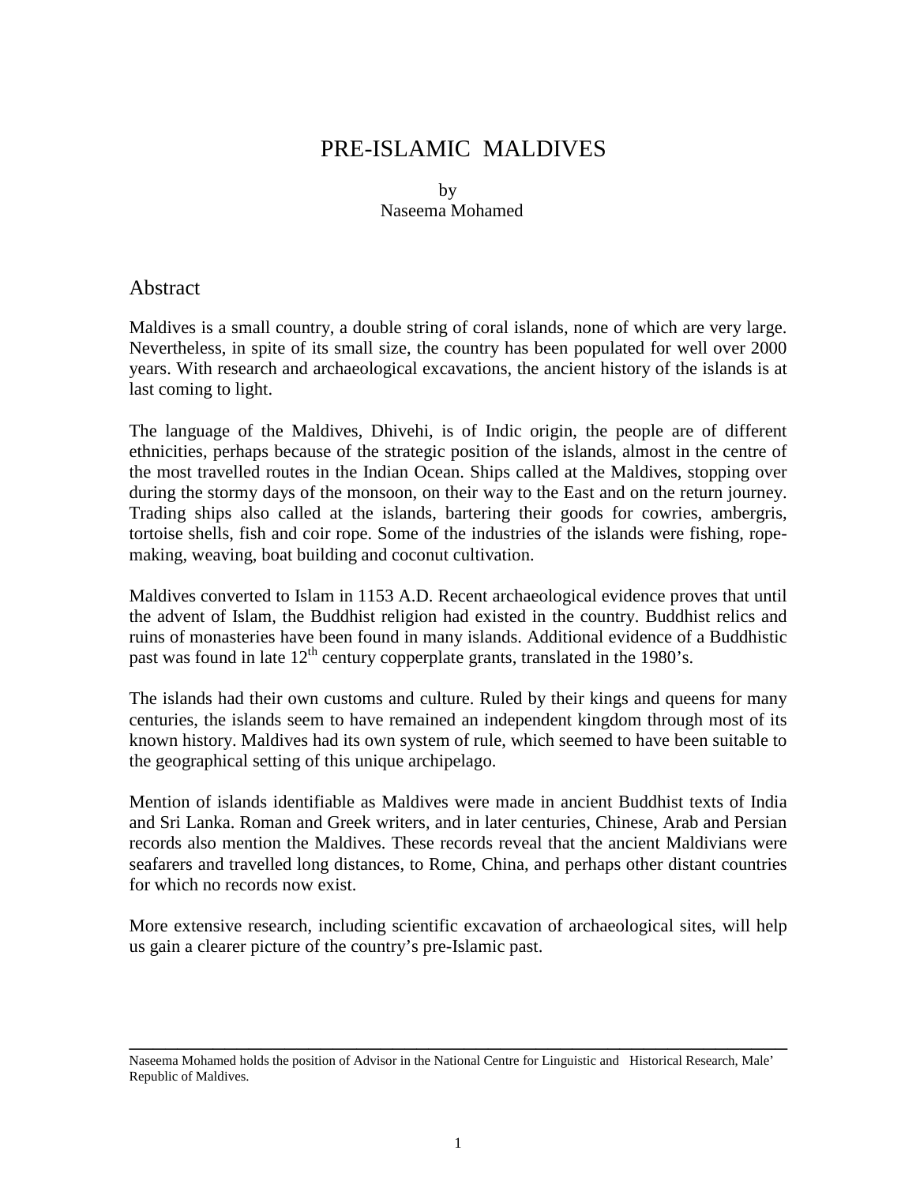# PRE-ISLAMIC MALDIVES

by
Naseema Mohamed

## Abstract

Maldives is a small country, a double string of coral islands, none of which are very large. Nevertheless, in spite of its small size, the country has been populated for well over 2000 years. With research and archaeological excavations, the ancient history of the islands is at last coming to light.

The language of the Maldives, Dhivehi, is of Indic origin, the people are of different ethnicities, perhaps because of the strategic position of the islands, almost in the centre of the most travelled routes in the Indian Ocean. Ships called at the Maldives, stopping over during the stormy days of the monsoon, on their way to the East and on the return journey. Trading ships also called at the islands, bartering their goods for cowries, ambergris, tortoise shells, fish and coir rope. Some of the industries of the islands were fishing, rope-making, weaving, boat building and coconut cultivation.

Maldives converted to Islam in 1153 A.D. Recent archaeological evidence proves that until the advent of Islam, the Buddhist religion had existed in the country. Buddhist relics and ruins of monasteries have been found in many islands. Additional evidence of a Buddhistic past was found in late 12th century copperplate grants, translated in the 1980's.

The islands had their own customs and culture. Ruled by their kings and queens for many centuries, the islands seem to have remained an independent kingdom through most of its known history. Maldives had its own system of rule, which seemed to have been suitable to the geographical setting of this unique archipelago.

Mention of islands identifiable as Maldives were made in ancient Buddhist texts of India and Sri Lanka. Roman and Greek writers, and in later centuries, Chinese, Arab and Persian records also mention the Maldives. These records reveal that the ancient Maldivians were seafarers and travelled long distances, to Rome, China, and perhaps other distant countries for which no records now exist.

More extensive research, including scientific excavation of archaeological sites, will help us gain a clearer picture of the country's pre-Islamic past.

---

Naseema Mohamed holds the position of Advisor in the National Centre for Linguistic and Historical Research, Male' Republic of Maldives.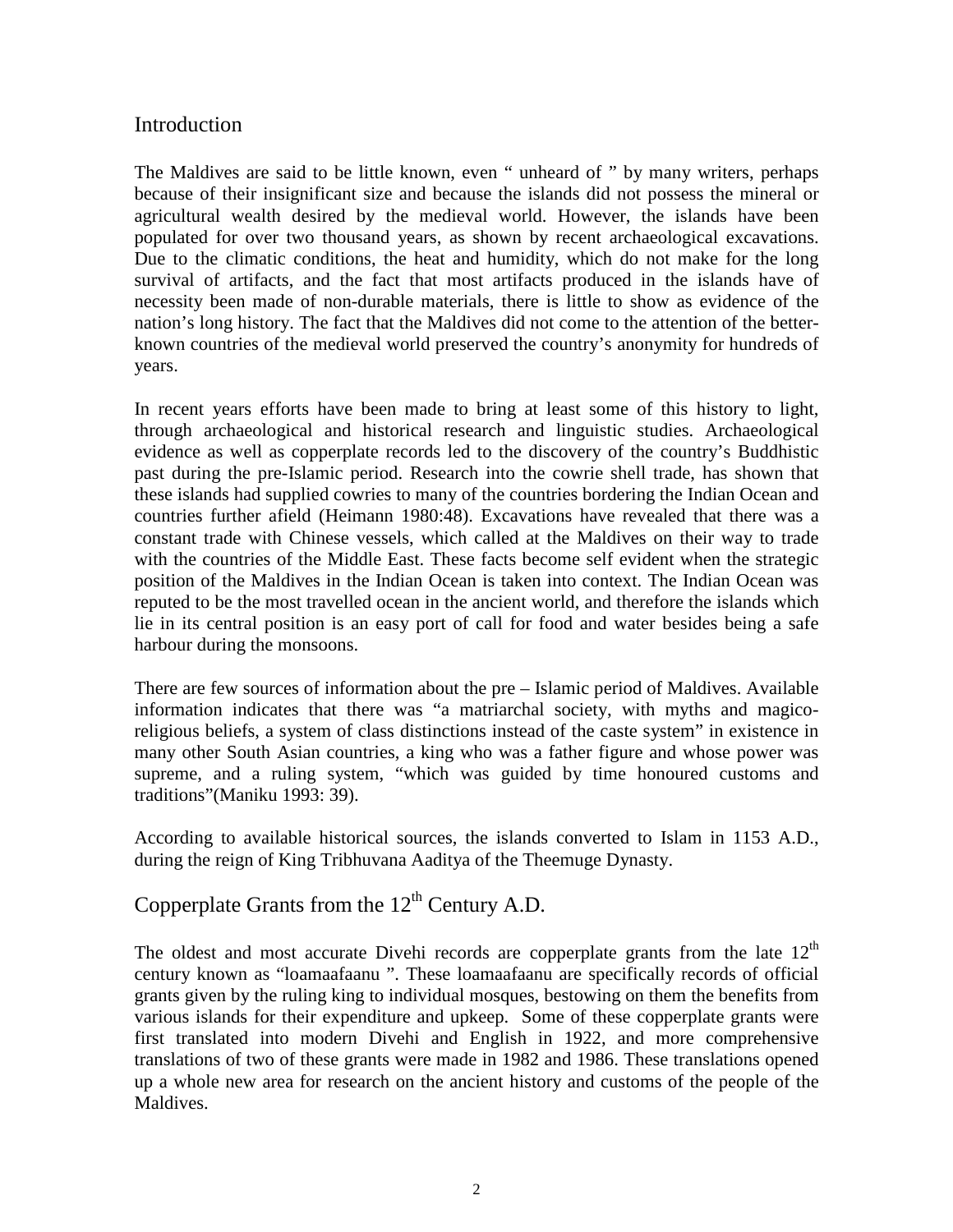## Introduction

The Maldives are said to be little known, even " unheard of " by many writers, perhaps because of their insignificant size and because the islands did not possess the mineral or agricultural wealth desired by the medieval world. However, the islands have been populated for over two thousand years, as shown by recent archaeological excavations. Due to the climatic conditions, the heat and humidity, which do not make for the long survival of artifacts, and the fact that most artifacts produced in the islands have of necessity been made of non-durable materials, there is little to show as evidence of the nation's long history. The fact that the Maldives did not come to the attention of the better-known countries of the medieval world preserved the country's anonymity for hundreds of years.

In recent years efforts have been made to bring at least some of this history to light, through archaeological and historical research and linguistic studies. Archaeological evidence as well as copperplate records led to the discovery of the country's Buddhistic past during the pre-Islamic period. Research into the cowrie shell trade, has shown that these islands had supplied cowries to many of the countries bordering the Indian Ocean and countries further afield (Heimann 1980:48). Excavations have revealed that there was a constant trade with Chinese vessels, which called at the Maldives on their way to trade with the countries of the Middle East. These facts become self evident when the strategic position of the Maldives in the Indian Ocean is taken into context. The Indian Ocean was reputed to be the most travelled ocean in the ancient world, and therefore the islands which lie in its central position is an easy port of call for food and water besides being a safe harbour during the monsoons.

There are few sources of information about the pre – Islamic period of Maldives. Available information indicates that there was "a matriarchal society, with myths and magico-religious beliefs, a system of class distinctions instead of the caste system" in existence in many other South Asian countries, a king who was a father figure and whose power was supreme, and a ruling system, "which was guided by time honoured customs and traditions"(Maniku 1993: 39).

According to available historical sources, the islands converted to Islam in 1153 A.D., during the reign of King Tribhuvana Aaditya of the Theemuge Dynasty.

## Copperplate Grants from the 12th Century A.D.

The oldest and most accurate Divehi records are copperplate grants from the late 12th century known as "loamaafaanu ". These loamaafaanu are specifically records of official grants given by the ruling king to individual mosques, bestowing on them the benefits from various islands for their expenditure and upkeep. Some of these copperplate grants were first translated into modern Divehi and English in 1922, and more comprehensive translations of two of these grants were made in 1982 and 1986. These translations opened up a whole new area for research on the ancient history and customs of the people of the Maldives.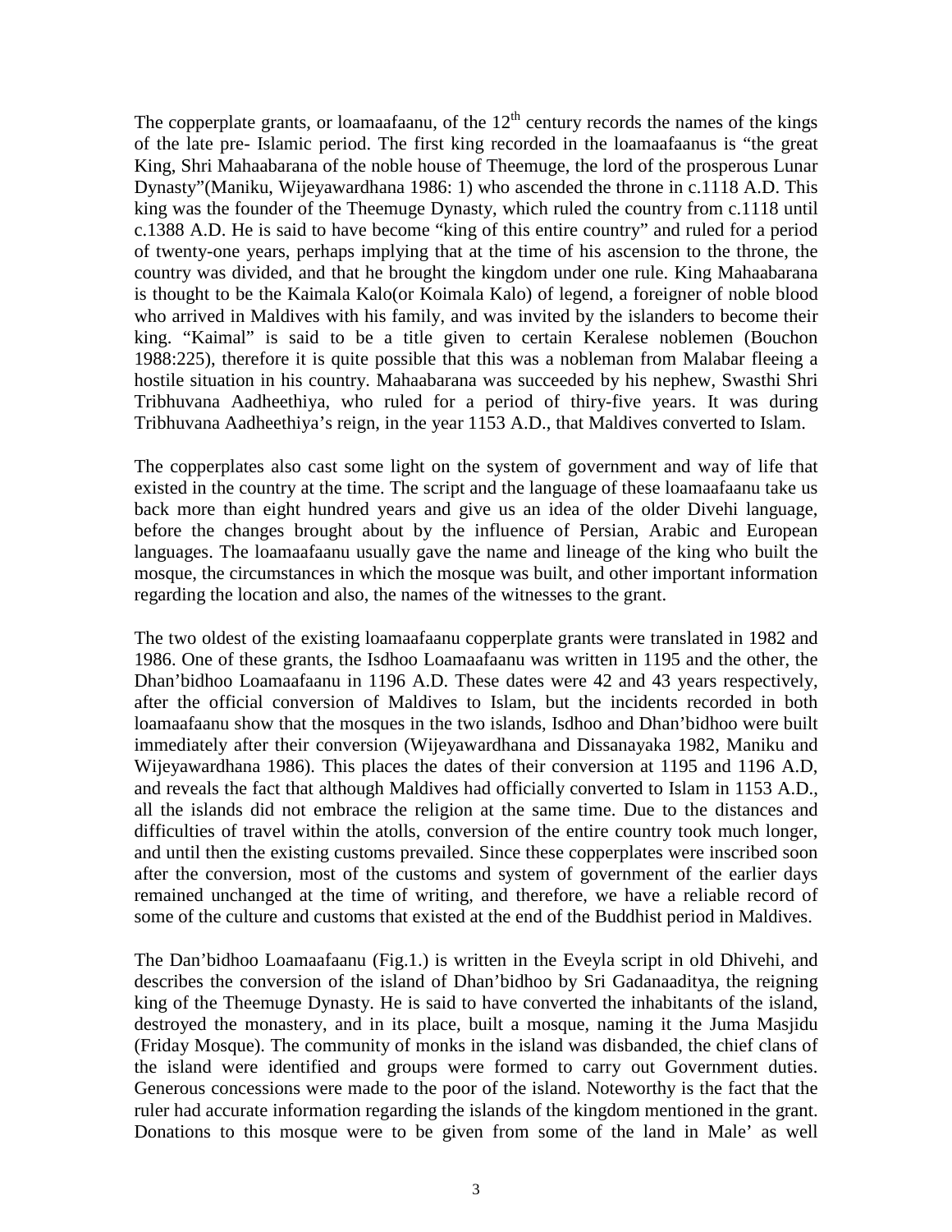The copperplate grants, or loamaafaanu, of the 12th century records the names of the kings of the late pre- Islamic period. The first king recorded in the loamaafaanus is "the great King, Shri Mahaabarana of the noble house of Theemuge, the lord of the prosperous Lunar Dynasty"(Maniku, Wijeyawardhana 1986: 1) who ascended the throne in c.1118 A.D. This king was the founder of the Theemuge Dynasty, which ruled the country from c.1118 until c.1388 A.D. He is said to have become "king of this entire country" and ruled for a period of twenty-one years, perhaps implying that at the time of his ascension to the throne, the country was divided, and that he brought the kingdom under one rule. King Mahaabarana is thought to be the Kaimala Kalo(or Koimala Kalo) of legend, a foreigner of noble blood who arrived in Maldives with his family, and was invited by the islanders to become their king. "Kaimal" is said to be a title given to certain Keralese noblemen (Bouchon 1988:225), therefore it is quite possible that this was a nobleman from Malabar fleeing a hostile situation in his country. Mahaabarana was succeeded by his nephew, Swasthi Shri Tribhuvana Aadheethiya, who ruled for a period of thiry-five years. It was during Tribhuvana Aadheethiya's reign, in the year 1153 A.D., that Maldives converted to Islam.

The copperplates also cast some light on the system of government and way of life that existed in the country at the time. The script and the language of these loamaafaanu take us back more than eight hundred years and give us an idea of the older Divehi language, before the changes brought about by the influence of Persian, Arabic and European languages. The loamaafaanu usually gave the name and lineage of the king who built the mosque, the circumstances in which the mosque was built, and other important information regarding the location and also, the names of the witnesses to the grant.

The two oldest of the existing loamaafaanu copperplate grants were translated in 1982 and 1986. One of these grants, the Isdhoo Loamaafaanu was written in 1195 and the other, the Dhan'bidhoo Loamaafaanu in 1196 A.D. These dates were 42 and 43 years respectively, after the official conversion of Maldives to Islam, but the incidents recorded in both loamaafaanu show that the mosques in the two islands, Isdhoo and Dhan'bidhoo were built immediately after their conversion (Wijeyawardhana and Dissanayaka 1982, Maniku and Wijeyawardhana 1986). This places the dates of their conversion at 1195 and 1196 A.D, and reveals the fact that although Maldives had officially converted to Islam in 1153 A.D., all the islands did not embrace the religion at the same time. Due to the distances and difficulties of travel within the atolls, conversion of the entire country took much longer, and until then the existing customs prevailed. Since these copperplates were inscribed soon after the conversion, most of the customs and system of government of the earlier days remained unchanged at the time of writing, and therefore, we have a reliable record of some of the culture and customs that existed at the end of the Buddhist period in Maldives.

The Dan'bidhoo Loamaafaanu (Fig.1.) is written in the Eveyla script in old Dhivehi, and describes the conversion of the island of Dhan'bidhoo by Sri Gadanaaditya, the reigning king of the Theemuge Dynasty. He is said to have converted the inhabitants of the island, destroyed the monastery, and in its place, built a mosque, naming it the Juma Masjidu (Friday Mosque). The community of monks in the island was disbanded, the chief clans of the island were identified and groups were formed to carry out Government duties. Generous concessions were made to the poor of the island. Noteworthy is the fact that the ruler had accurate information regarding the islands of the kingdom mentioned in the grant. Donations to this mosque were to be given from some of the land in Male' as well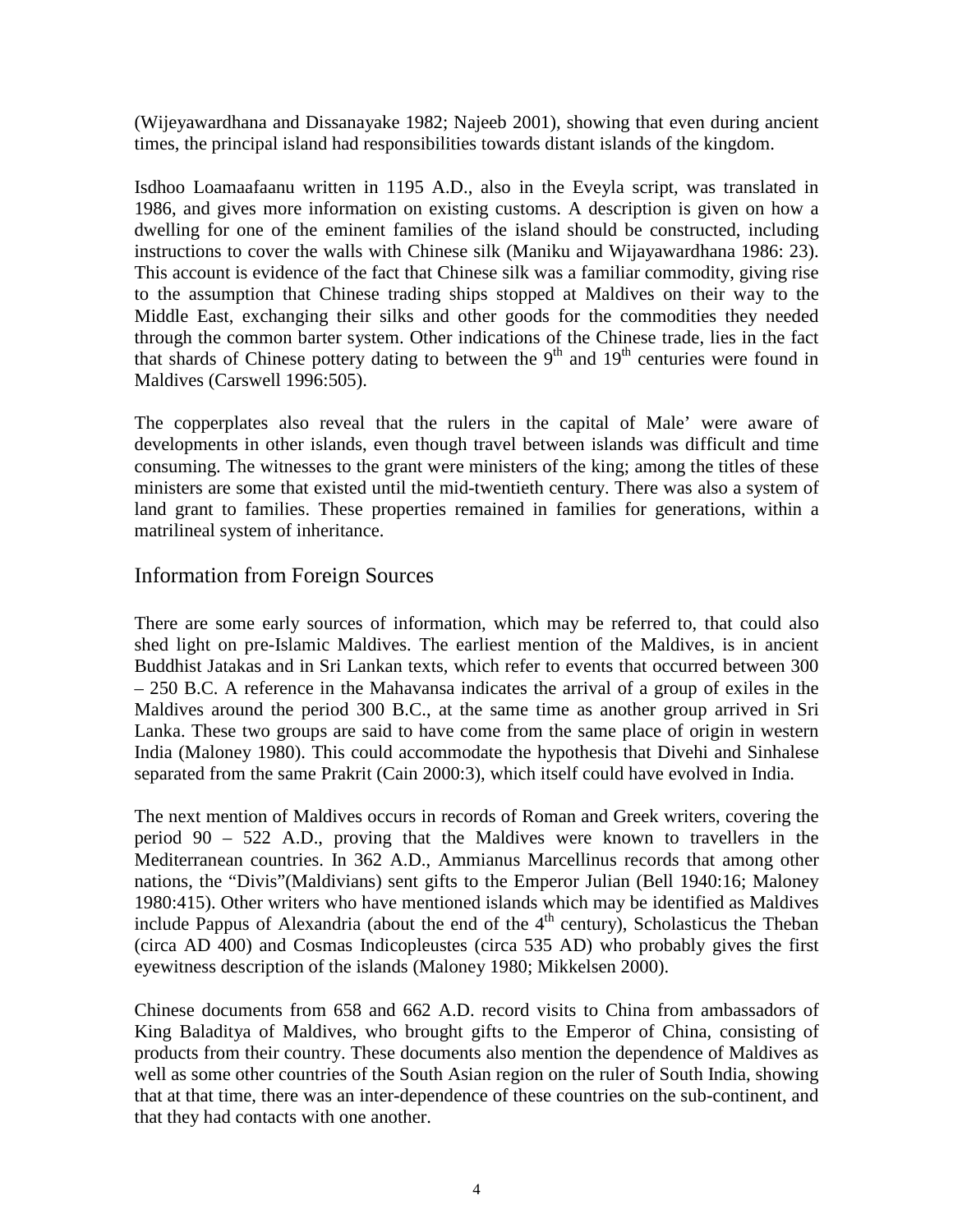(Wijeyawardhana and Dissanayake 1982; Najeeb 2001), showing that even during ancient times, the principal island had responsibilities towards distant islands of the kingdom.

Isdhoo Loamaafaanu written in 1195 A.D., also in the Eveyla script, was translated in 1986, and gives more information on existing customs. A description is given on how a dwelling for one of the eminent families of the island should be constructed, including instructions to cover the walls with Chinese silk (Maniku and Wijayawardhana 1986: 23). This account is evidence of the fact that Chinese silk was a familiar commodity, giving rise to the assumption that Chinese trading ships stopped at Maldives on their way to the Middle East, exchanging their silks and other goods for the commodities they needed through the common barter system. Other indications of the Chinese trade, lies in the fact that shards of Chinese pottery dating to between the 9th and 19th centuries were found in Maldives (Carswell 1996:505).

The copperplates also reveal that the rulers in the capital of Male' were aware of developments in other islands, even though travel between islands was difficult and time consuming. The witnesses to the grant were ministers of the king; among the titles of these ministers are some that existed until the mid-twentieth century. There was also a system of land grant to families. These properties remained in families for generations, within a matrilineal system of inheritance.

## Information from Foreign Sources

There are some early sources of information, which may be referred to, that could also shed light on pre-Islamic Maldives. The earliest mention of the Maldives, is in ancient Buddhist Jatakas and in Sri Lankan texts, which refer to events that occurred between 300 – 250 B.C. A reference in the Mahavansa indicates the arrival of a group of exiles in the Maldives around the period 300 B.C., at the same time as another group arrived in Sri Lanka. These two groups are said to have come from the same place of origin in western India (Maloney 1980). This could accommodate the hypothesis that Divehi and Sinhalese separated from the same Prakrit (Cain 2000:3), which itself could have evolved in India.

The next mention of Maldives occurs in records of Roman and Greek writers, covering the period 90 – 522 A.D., proving that the Maldives were known to travellers in the Mediterranean countries. In 362 A.D., Ammianus Marcellinus records that among other nations, the "Divis"(Maldivians) sent gifts to the Emperor Julian (Bell 1940:16; Maloney 1980:415). Other writers who have mentioned islands which may be identified as Maldives include Pappus of Alexandria (about the end of the 4th century), Scholasticus the Theban (circa AD 400) and Cosmas Indicopleustes (circa 535 AD) who probably gives the first eyewitness description of the islands (Maloney 1980; Mikkelsen 2000).

Chinese documents from 658 and 662 A.D. record visits to China from ambassadors of King Baladitya of Maldives, who brought gifts to the Emperor of China, consisting of products from their country. These documents also mention the dependence of Maldives as well as some other countries of the South Asian region on the ruler of South India, showing that at that time, there was an inter-dependence of these countries on the sub-continent, and that they had contacts with one another.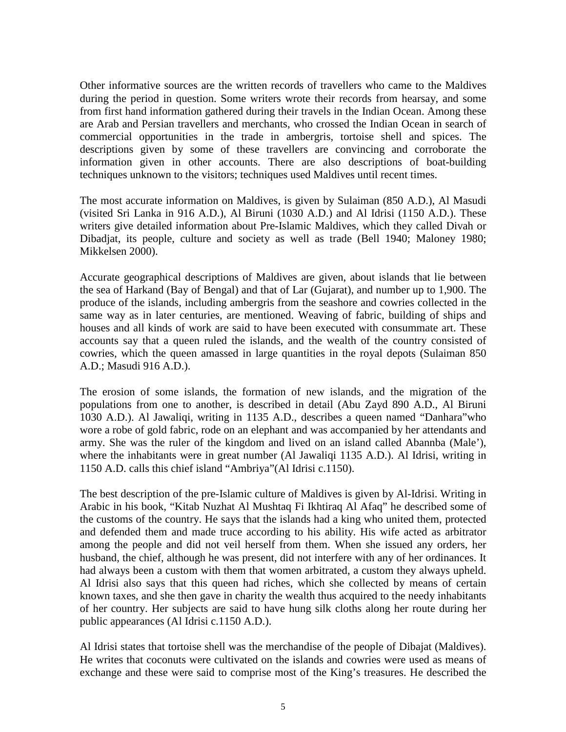Other informative sources are the written records of travellers who came to the Maldives during the period in question. Some writers wrote their records from hearsay, and some from first hand information gathered during their travels in the Indian Ocean. Among these are Arab and Persian travellers and merchants, who crossed the Indian Ocean in search of commercial opportunities in the trade in ambergris, tortoise shell and spices. The descriptions given by some of these travellers are convincing and corroborate the information given in other accounts. There are also descriptions of boat-building techniques unknown to the visitors; techniques used Maldives until recent times.

The most accurate information on Maldives, is given by Sulaiman (850 A.D.), Al Masudi (visited Sri Lanka in 916 A.D.), Al Biruni (1030 A.D.) and Al Idrisi (1150 A.D.). These writers give detailed information about Pre-Islamic Maldives, which they called Divah or Dibadjat, its people, culture and society as well as trade (Bell 1940; Maloney 1980; Mikkelsen 2000).

Accurate geographical descriptions of Maldives are given, about islands that lie between the sea of Harkand (Bay of Bengal) and that of Lar (Gujarat), and number up to 1,900. The produce of the islands, including ambergris from the seashore and cowries collected in the same way as in later centuries, are mentioned. Weaving of fabric, building of ships and houses and all kinds of work are said to have been executed with consummate art. These accounts say that a queen ruled the islands, and the wealth of the country consisted of cowries, which the queen amassed in large quantities in the royal depots (Sulaiman 850 A.D.; Masudi 916 A.D.).

The erosion of some islands, the formation of new islands, and the migration of the populations from one to another, is described in detail (Abu Zayd 890 A.D., Al Biruni 1030 A.D.). Al Jawaliqi, writing in 1135 A.D., describes a queen named “Danhara”who wore a robe of gold fabric, rode on an elephant and was accompanied by her attendants and army. She was the ruler of the kingdom and lived on an island called Abannba (Male’), where the inhabitants were in great number (Al Jawaliqi 1135 A.D.). Al Idrisi, writing in 1150 A.D. calls this chief island “Ambriya”(Al Idrisi c.1150).

The best description of the pre-Islamic culture of Maldives is given by Al-Idrisi. Writing in Arabic in his book, “Kitab Nuzhat Al Mushtaq Fi Ikhtiraq Al Afaq” he described some of the customs of the country. He says that the islands had a king who united them, protected and defended them and made truce according to his ability. His wife acted as arbitrator among the people and did not veil herself from them. When she issued any orders, her husband, the chief, although he was present, did not interfere with any of her ordinances. It had always been a custom with them that women arbitrated, a custom they always upheld. Al Idrisi also says that this queen had riches, which she collected by means of certain known taxes, and she then gave in charity the wealth thus acquired to the needy inhabitants of her country. Her subjects are said to have hung silk cloths along her route during her public appearances (Al Idrisi c.1150 A.D.).

Al Idrisi states that tortoise shell was the merchandise of the people of Dibajat (Maldives). He writes that coconuts were cultivated on the islands and cowries were used as means of exchange and these were said to comprise most of the King’s treasures. He described the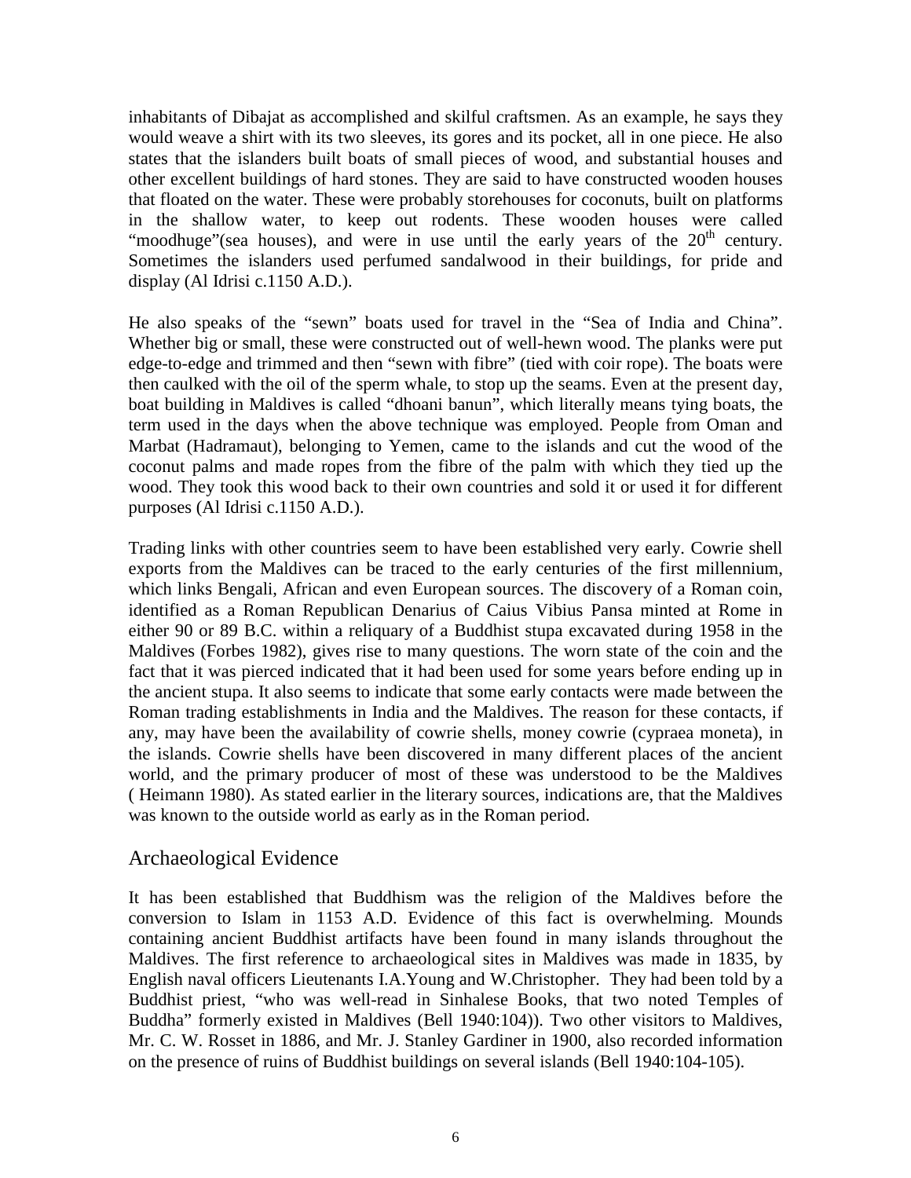inhabitants of Dibajat as accomplished and skilful craftsmen. As an example, he says they would weave a shirt with its two sleeves, its gores and its pocket, all in one piece. He also states that the islanders built boats of small pieces of wood, and substantial houses and other excellent buildings of hard stones. They are said to have constructed wooden houses that floated on the water. These were probably storehouses for coconuts, built on platforms in the shallow water, to keep out rodents. These wooden houses were called "moodhuge"(sea houses), and were in use until the early years of the 20th century. Sometimes the islanders used perfumed sandalwood in their buildings, for pride and display (Al Idrisi c.1150 A.D.).

He also speaks of the "sewn" boats used for travel in the "Sea of India and China". Whether big or small, these were constructed out of well-hewn wood. The planks were put edge-to-edge and trimmed and then "sewn with fibre" (tied with coir rope). The boats were then caulked with the oil of the sperm whale, to stop up the seams. Even at the present day, boat building in Maldives is called "dhoani banun", which literally means tying boats, the term used in the days when the above technique was employed. People from Oman and Marbat (Hadramaut), belonging to Yemen, came to the islands and cut the wood of the coconut palms and made ropes from the fibre of the palm with which they tied up the wood. They took this wood back to their own countries and sold it or used it for different purposes (Al Idrisi c.1150 A.D.).

Trading links with other countries seem to have been established very early. Cowrie shell exports from the Maldives can be traced to the early centuries of the first millennium, which links Bengali, African and even European sources. The discovery of a Roman coin, identified as a Roman Republican Denarius of Caius Vibius Pansa minted at Rome in either 90 or 89 B.C. within a reliquary of a Buddhist stupa excavated during 1958 in the Maldives (Forbes 1982), gives rise to many questions. The worn state of the coin and the fact that it was pierced indicated that it had been used for some years before ending up in the ancient stupa. It also seems to indicate that some early contacts were made between the Roman trading establishments in India and the Maldives. The reason for these contacts, if any, may have been the availability of cowrie shells, money cowrie (cypraea moneta), in the islands. Cowrie shells have been discovered in many different places of the ancient world, and the primary producer of most of these was understood to be the Maldives ( Heimann 1980). As stated earlier in the literary sources, indications are, that the Maldives was known to the outside world as early as in the Roman period.

## Archaeological Evidence

It has been established that Buddhism was the religion of the Maldives before the conversion to Islam in 1153 A.D. Evidence of this fact is overwhelming. Mounds containing ancient Buddhist artifacts have been found in many islands throughout the Maldives. The first reference to archaeological sites in Maldives was made in 1835, by English naval officers Lieutenants I.A.Young and W.Christopher. They had been told by a Buddhist priest, "who was well-read in Sinhalese Books, that two noted Temples of Buddha" formerly existed in Maldives (Bell 1940:104)). Two other visitors to Maldives, Mr. C. W. Rosset in 1886, and Mr. J. Stanley Gardiner in 1900, also recorded information on the presence of ruins of Buddhist buildings on several islands (Bell 1940:104-105).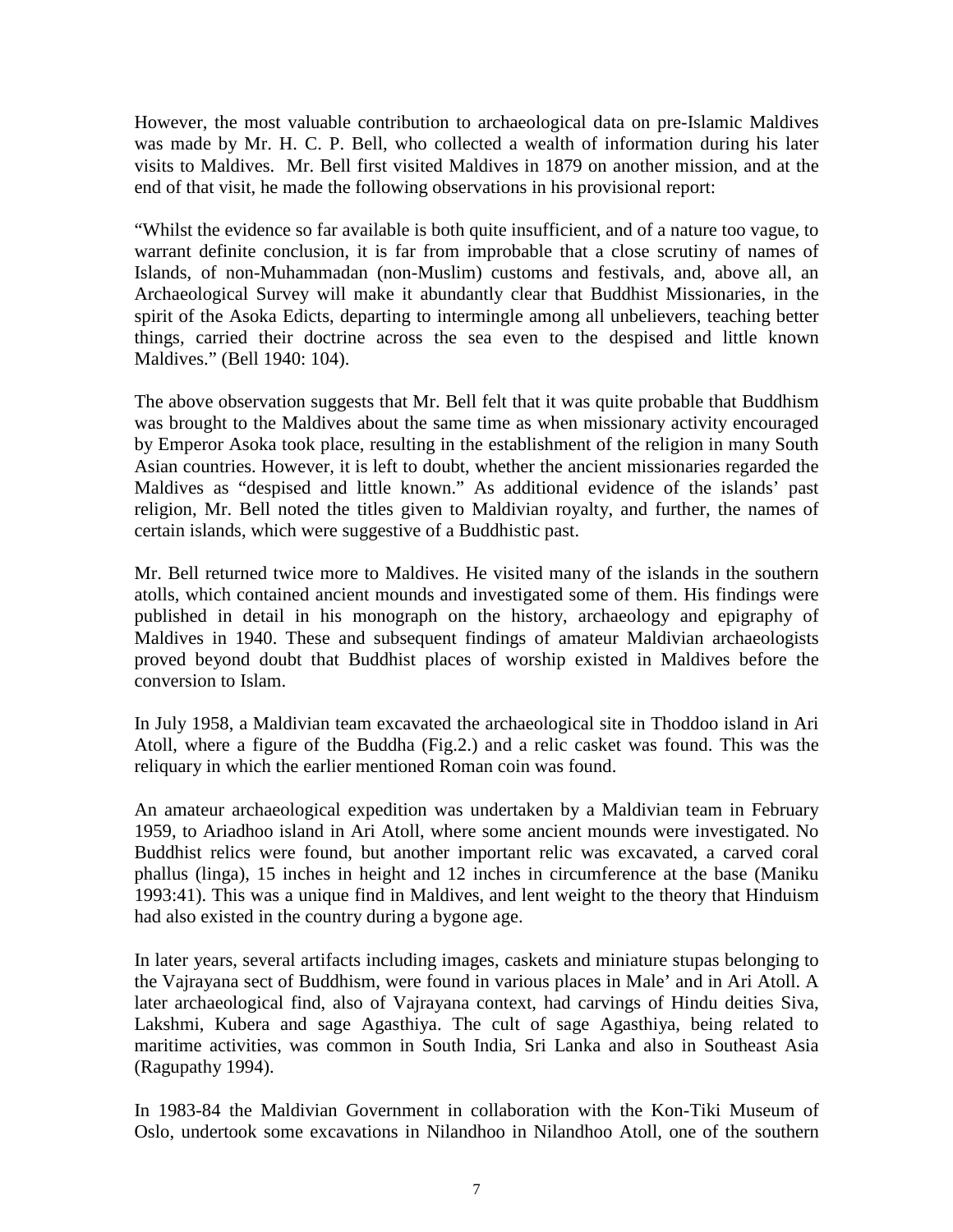However, the most valuable contribution to archaeological data on pre-Islamic Maldives was made by Mr. H. C. P. Bell, who collected a wealth of information during his later visits to Maldives. Mr. Bell first visited Maldives in 1879 on another mission, and at the end of that visit, he made the following observations in his provisional report:

"Whilst the evidence so far available is both quite insufficient, and of a nature too vague, to warrant definite conclusion, it is far from improbable that a close scrutiny of names of Islands, of non-Muhammadan (non-Muslim) customs and festivals, and, above all, an Archaeological Survey will make it abundantly clear that Buddhist Missionaries, in the spirit of the Asoka Edicts, departing to intermingle among all unbelievers, teaching better things, carried their doctrine across the sea even to the despised and little known Maldives." (Bell 1940: 104).

The above observation suggests that Mr. Bell felt that it was quite probable that Buddhism was brought to the Maldives about the same time as when missionary activity encouraged by Emperor Asoka took place, resulting in the establishment of the religion in many South Asian countries. However, it is left to doubt, whether the ancient missionaries regarded the Maldives as "despised and little known." As additional evidence of the islands' past religion, Mr. Bell noted the titles given to Maldivian royalty, and further, the names of certain islands, which were suggestive of a Buddhistic past.

Mr. Bell returned twice more to Maldives. He visited many of the islands in the southern atolls, which contained ancient mounds and investigated some of them. His findings were published in detail in his monograph on the history, archaeology and epigraphy of Maldives in 1940. These and subsequent findings of amateur Maldivian archaeologists proved beyond doubt that Buddhist places of worship existed in Maldives before the conversion to Islam.

In July 1958, a Maldivian team excavated the archaeological site in Thoddoo island in Ari Atoll, where a figure of the Buddha (Fig.2.) and a relic casket was found. This was the reliquary in which the earlier mentioned Roman coin was found.

An amateur archaeological expedition was undertaken by a Maldivian team in February 1959, to Ariadhoo island in Ari Atoll, where some ancient mounds were investigated. No Buddhist relics were found, but another important relic was excavated, a carved coral phallus (linga), 15 inches in height and 12 inches in circumference at the base (Maniku 1993:41). This was a unique find in Maldives, and lent weight to the theory that Hinduism had also existed in the country during a bygone age.

In later years, several artifacts including images, caskets and miniature stupas belonging to the Vajrayana sect of Buddhism, were found in various places in Male' and in Ari Atoll. A later archaeological find, also of Vajrayana context, had carvings of Hindu deities Siva, Lakshmi, Kubera and sage Agasthiya. The cult of sage Agasthiya, being related to maritime activities, was common in South India, Sri Lanka and also in Southeast Asia (Ragupathy 1994).

In 1983-84 the Maldivian Government in collaboration with the Kon-Tiki Museum of Oslo, undertook some excavations in Nilandhoo in Nilandhoo Atoll, one of the southern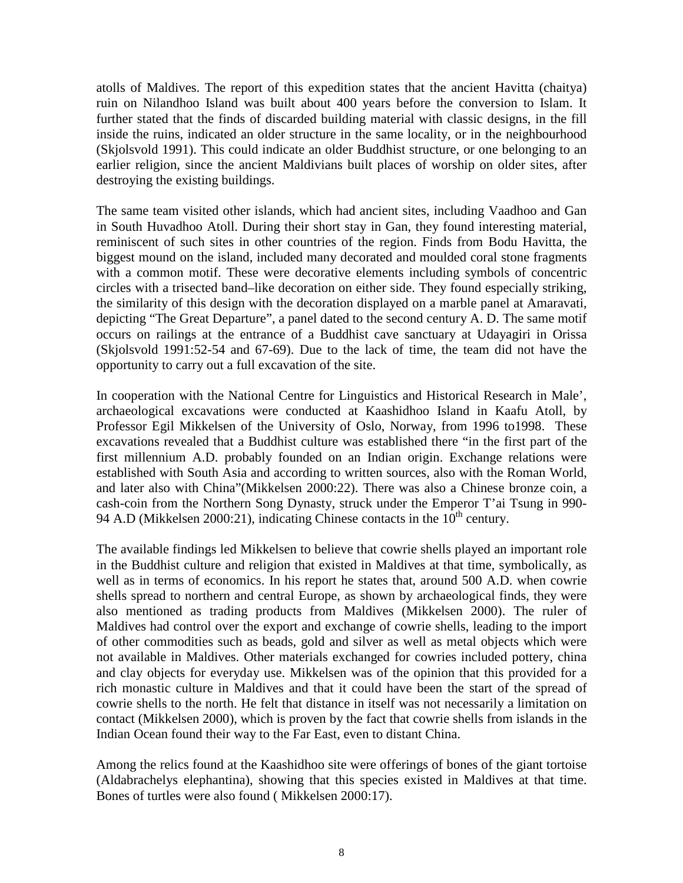atolls of Maldives. The report of this expedition states that the ancient Havitta (chaitya) ruin on Nilandhoo Island was built about 400 years before the conversion to Islam. It further stated that the finds of discarded building material with classic designs, in the fill inside the ruins, indicated an older structure in the same locality, or in the neighbourhood (Skjolsvold 1991). This could indicate an older Buddhist structure, or one belonging to an earlier religion, since the ancient Maldivians built places of worship on older sites, after destroying the existing buildings.

The same team visited other islands, which had ancient sites, including Vaadhoo and Gan in South Huvadhoo Atoll. During their short stay in Gan, they found interesting material, reminiscent of such sites in other countries of the region. Finds from Bodu Havitta, the biggest mound on the island, included many decorated and moulded coral stone fragments with a common motif. These were decorative elements including symbols of concentric circles with a trisected band–like decoration on either side. They found especially striking, the similarity of this design with the decoration displayed on a marble panel at Amaravati, depicting "The Great Departure", a panel dated to the second century A. D. The same motif occurs on railings at the entrance of a Buddhist cave sanctuary at Udayagiri in Orissa (Skjolsvold 1991:52-54 and 67-69). Due to the lack of time, the team did not have the opportunity to carry out a full excavation of the site.

In cooperation with the National Centre for Linguistics and Historical Research in Male', archaeological excavations were conducted at Kaashidhoo Island in Kaafu Atoll, by Professor Egil Mikkelsen of the University of Oslo, Norway, from 1996 to1998. These excavations revealed that a Buddhist culture was established there "in the first part of the first millennium A.D. probably founded on an Indian origin. Exchange relations were established with South Asia and according to written sources, also with the Roman World, and later also with China"(Mikkelsen 2000:22). There was also a Chinese bronze coin, a cash-coin from the Northern Song Dynasty, struck under the Emperor T'ai Tsung in 990-94 A.D (Mikkelsen 2000:21), indicating Chinese contacts in the 10th century.

The available findings led Mikkelsen to believe that cowrie shells played an important role in the Buddhist culture and religion that existed in Maldives at that time, symbolically, as well as in terms of economics. In his report he states that, around 500 A.D. when cowrie shells spread to northern and central Europe, as shown by archaeological finds, they were also mentioned as trading products from Maldives (Mikkelsen 2000). The ruler of Maldives had control over the export and exchange of cowrie shells, leading to the import of other commodities such as beads, gold and silver as well as metal objects which were not available in Maldives. Other materials exchanged for cowries included pottery, china and clay objects for everyday use. Mikkelsen was of the opinion that this provided for a rich monastic culture in Maldives and that it could have been the start of the spread of cowrie shells to the north. He felt that distance in itself was not necessarily a limitation on contact (Mikkelsen 2000), which is proven by the fact that cowrie shells from islands in the Indian Ocean found their way to the Far East, even to distant China.

Among the relics found at the Kaashidhoo site were offerings of bones of the giant tortoise (Aldabrachelys elephantina), showing that this species existed in Maldives at that time. Bones of turtles were also found ( Mikkelsen 2000:17).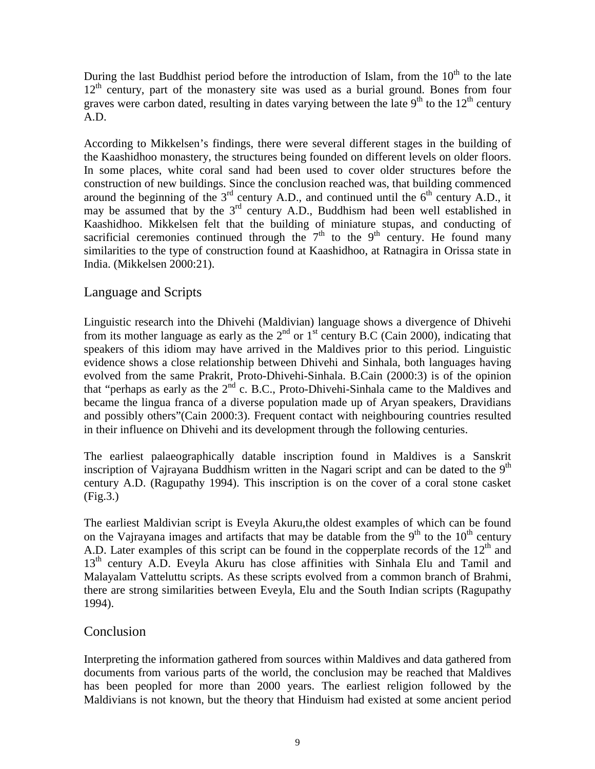During the last Buddhist period before the introduction of Islam, from the $10^{th}$ to the late $12^{th}$ century, part of the monastery site was used as a burial ground. Bones from four graves were carbon dated, resulting in dates varying between the late $9^{th}$ to the $12^{th}$ century A.D.

According to Mikkelsen's findings, there were several different stages in the building of the Kaashidhoo monastery, the structures being founded on different levels on older floors. In some places, white coral sand had been used to cover older structures before the construction of new buildings. Since the conclusion reached was, that building commenced around the beginning of the $3^{rd}$ century A.D., and continued until the $6^{th}$ century A.D., it may be assumed that by the $3^{rd}$ century A.D., Buddhism had been well established in Kaashidhoo. Mikkelsen felt that the building of miniature stupas, and conducting of sacrificial ceremonies continued through the $7^{th}$ to the $9^{th}$ century. He found many similarities to the type of construction found at Kaashidhoo, at Ratnagira in Orissa state in India. (Mikkelsen 2000:21).

## Language and Scripts

Linguistic research into the Dhivehi (Maldivian) language shows a divergence of Dhivehi from its mother language as early as the $2^{nd}$ or $1^{st}$ century B.C (Cain 2000), indicating that speakers of this idiom may have arrived in the Maldives prior to this period. Linguistic evidence shows a close relationship between Dhivehi and Sinhala, both languages having evolved from the same Prakrit, Proto-Dhivehi-Sinhala. B.Cain (2000:3) is of the opinion that "perhaps as early as the $2^{nd}$ c. B.C., Proto-Dhivehi-Sinhala came to the Maldives and became the lingua franca of a diverse population made up of Aryan speakers, Dravidians and possibly others"(Cain 2000:3). Frequent contact with neighbouring countries resulted in their influence on Dhivehi and its development through the following centuries.

The earliest palaeographically datable inscription found in Maldives is a Sanskrit inscription of Vajrayana Buddhism written in the Nagari script and can be dated to the $9^{th}$ century A.D. (Ragupathy 1994). This inscription is on the cover of a coral stone casket (Fig.3.)

The earliest Maldivian script is Eveyla Akuru,the oldest examples of which can be found on the Vajrayana images and artifacts that may be datable from the $9^{th}$ to the $10^{th}$ century A.D. Later examples of this script can be found in the copperplate records of the $12^{th}$ and $13^{th}$ century A.D. Eveyla Akuru has close affinities with Sinhala Elu and Tamil and Malayalam Vatteluttu scripts. As these scripts evolved from a common branch of Brahmi, there are strong similarities between Eveyla, Elu and the South Indian scripts (Ragupathy 1994).

## Conclusion

Interpreting the information gathered from sources within Maldives and data gathered from documents from various parts of the world, the conclusion may be reached that Maldives has been peopled for more than 2000 years. The earliest religion followed by the Maldivians is not known, but the theory that Hinduism had existed at some ancient period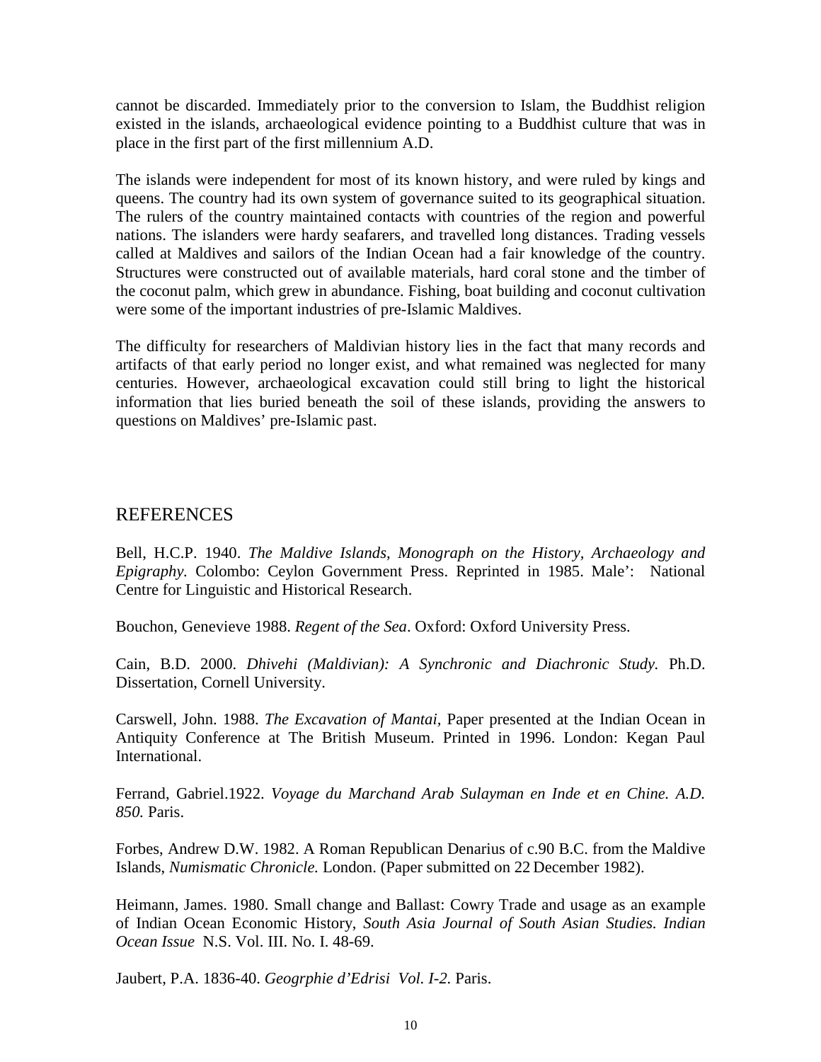cannot be discarded. Immediately prior to the conversion to Islam, the Buddhist religion existed in the islands, archaeological evidence pointing to a Buddhist culture that was in place in the first part of the first millennium A.D.

The islands were independent for most of its known history, and were ruled by kings and queens. The country had its own system of governance suited to its geographical situation. The rulers of the country maintained contacts with countries of the region and powerful nations. The islanders were hardy seafarers, and travelled long distances. Trading vessels called at Maldives and sailors of the Indian Ocean had a fair knowledge of the country. Structures were constructed out of available materials, hard coral stone and the timber of the coconut palm, which grew in abundance. Fishing, boat building and coconut cultivation were some of the important industries of pre-Islamic Maldives.

The difficulty for researchers of Maldivian history lies in the fact that many records and artifacts of that early period no longer exist, and what remained was neglected for many centuries. However, archaeological excavation could still bring to light the historical information that lies buried beneath the soil of these islands, providing the answers to questions on Maldives' pre-Islamic past.

## REFERENCES

Bell, H.C.P. 1940. *The Maldive Islands, Monograph on the History, Archaeology and Epigraphy.* Colombo: Ceylon Government Press. Reprinted in 1985. Male': National Centre for Linguistic and Historical Research.

Bouchon, Genevieve 1988. *Regent of the Sea*. Oxford: Oxford University Press.

Cain, B.D. 2000. *Dhivehi (Maldivian): A Synchronic and Diachronic Study.* Ph.D. Dissertation, Cornell University.

Carswell, John. 1988. *The Excavation of Mantai,* Paper presented at the Indian Ocean in Antiquity Conference at The British Museum. Printed in 1996. London: Kegan Paul International.

Ferrand, Gabriel.1922. *Voyage du Marchand Arab Sulayman en Inde et en Chine. A.D. 850.* Paris.

Forbes, Andrew D.W. 1982. A Roman Republican Denarius of c.90 B.C. from the Maldive Islands, *Numismatic Chronicle.* London. (Paper submitted on 22 December 1982).

Heimann, James. 1980. Small change and Ballast: Cowry Trade and usage as an example of Indian Ocean Economic History, *South Asia Journal of South Asian Studies. Indian Ocean Issue* N.S. Vol. III. No. I. 48-69.

Jaubert, P.A. 1836-40. *Geogrphie d'Edrisi Vol. I-2.* Paris.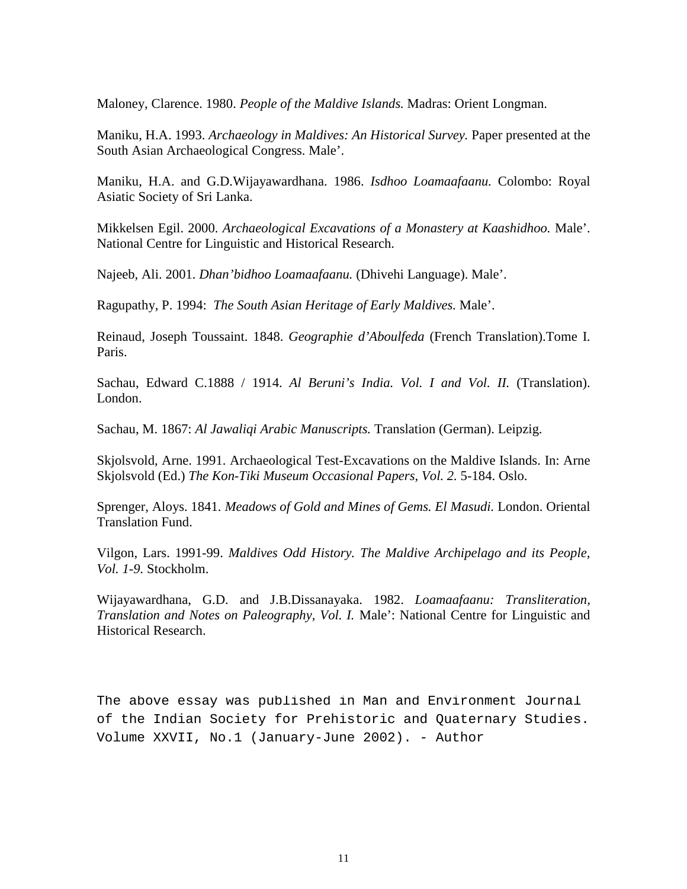Maloney, Clarence. 1980. *People of the Maldive Islands.* Madras: Orient Longman.

Maniku, H.A. 1993. *Archaeology in Maldives: An Historical Survey.* Paper presented at the South Asian Archaeological Congress. Male'.

Maniku, H.A. and G.D.Wijayawardhana. 1986. *Isdhoo Loamaafaanu.* Colombo: Royal Asiatic Society of Sri Lanka.

Mikkelsen Egil. 2000. *Archaeological Excavations of a Monastery at Kaashidhoo.* Male'. National Centre for Linguistic and Historical Research.

Najeeb, Ali. 2001. *Dhan'bidhoo Loamaafaanu.* (Dhivehi Language). Male'.

Ragupathy, P. 1994: *The South Asian Heritage of Early Maldives.* Male'.

Reinaud, Joseph Toussaint. 1848. *Geographie d'Aboulfeda* (French Translation).Tome I. Paris.

Sachau, Edward C.1888 / 1914. *Al Beruni's India. Vol. I and Vol. II.* (Translation). London.

Sachau, M. 1867: *Al Jawaliqi Arabic Manuscripts.* Translation (German). Leipzig.

Skjolsvold, Arne. 1991. Archaeological Test-Excavations on the Maldive Islands. In: Arne Skjolsvold (Ed.) *The Kon-Tiki Museum Occasional Papers, Vol. 2.* 5-184. Oslo.

Sprenger, Aloys. 1841. *Meadows of Gold and Mines of Gems. El Masudi.* London. Oriental Translation Fund.

Vilgon, Lars. 1991-99. *Maldives Odd History. The Maldive Archipelago and its People, Vol. 1-9.* Stockholm.

Wijayawardhana, G.D. and J.B.Dissanayaka. 1982. *Loamaafaanu: Transliteration, Translation and Notes on Paleography, Vol. I.* Male': National Centre for Linguistic and Historical Research.

The above essay was published in Man and Environment Journal of the Indian Society for Prehistoric and Quaternary Studies. Volume XXVII, No.1 (January-June 2002). - Author